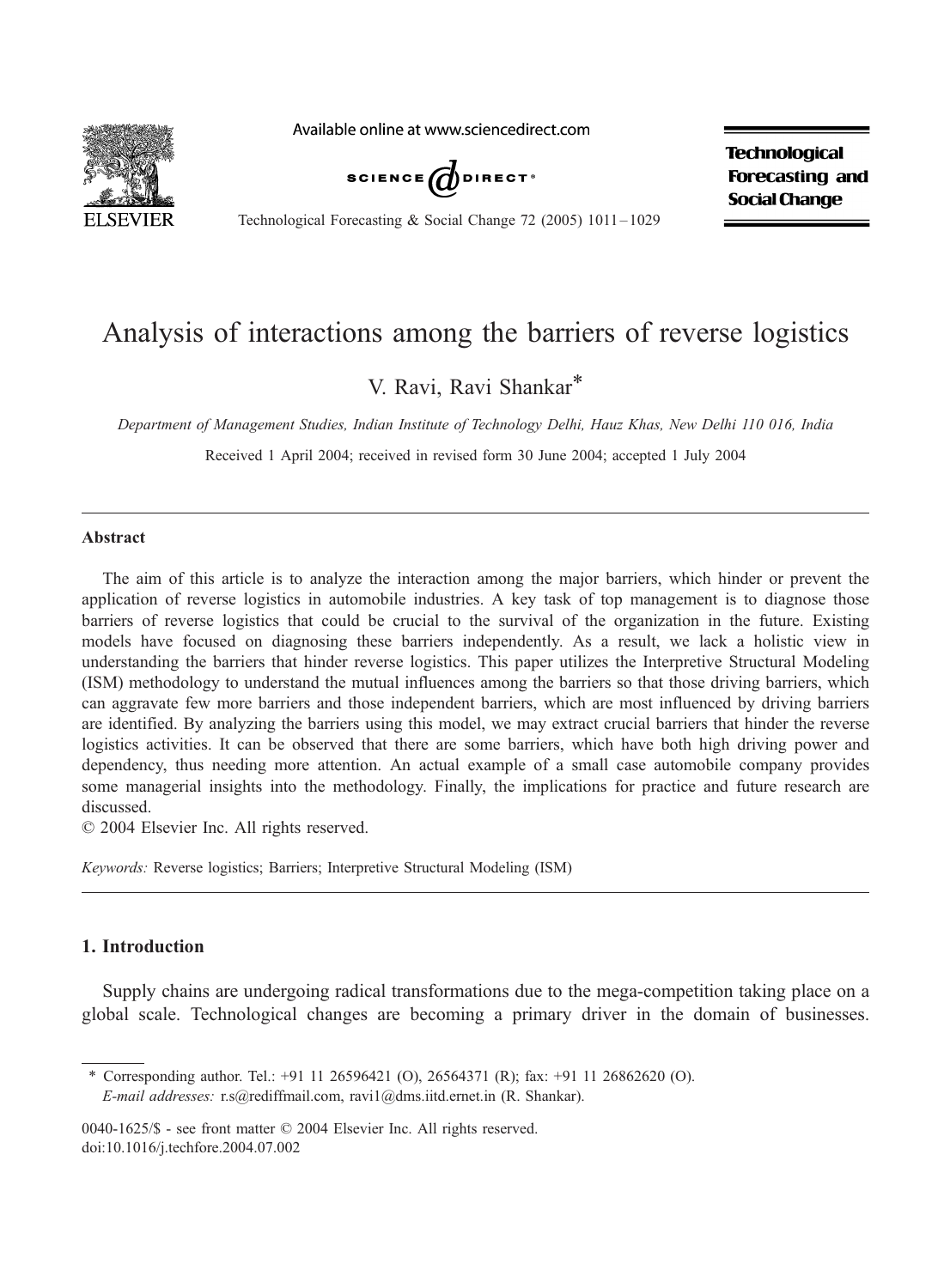# Analysis of interactions among the barriers of reverse logistics

V. Ravi, Ravi Shankar*

*Department of Management Studies, Indian Institute of Technology Delhi, Hauz Khas, New Delhi 110 016, India*

Received 1 April 2004; received in revised form 30 June 2004; accepted 1 July 2004

## Abstract

The aim of this article is to analyze the interaction among the major barriers, which hinder or prevent the application of reverse logistics in automobile industries. A key task of top management is to diagnose those barriers of reverse logistics that could be crucial to the survival of the organization in the future. Existing models have focused on diagnosing these barriers independently. As a result, we lack a holistic view in understanding the barriers that hinder reverse logistics. This paper utilizes the Interpretive Structural Modeling (ISM) methodology to understand the mutual influences among the barriers so that those driving barriers, which can aggravate few more barriers and those independent barriers, which are most influenced by driving barriers are identified. By analyzing the barriers using this model, we may extract crucial barriers that hinder the reverse logistics activities. It can be observed that there are some barriers, which have both high driving power and dependency, thus needing more attention. An actual example of a small case automobile company provides some managerial insights into the methodology. Finally, the implications for practice and future research are discussed.

© 2004 Elsevier Inc. All rights reserved.

*Keywords:* Reverse logistics; Barriers; Interpretive Structural Modeling (ISM)

## 1. Introduction

Supply chains are undergoing radical transformations due to the mega-competition taking place on a global scale. Technological changes are becoming a primary driver in the domain of businesses.

---

\* Corresponding author. Tel.: +91 11 26596421 (O), 26564371 (R); fax: +91 11 26862620 (O).
*E-mail addresses:* r.s@rediffmail.com, ravi1@dms.iitd.ernet.in (R. Shankar).

0040-1625/$ - see front matter © 2004 Elsevier Inc. All rights reserved.
doi:10.1016/j.techfore.2004.07.002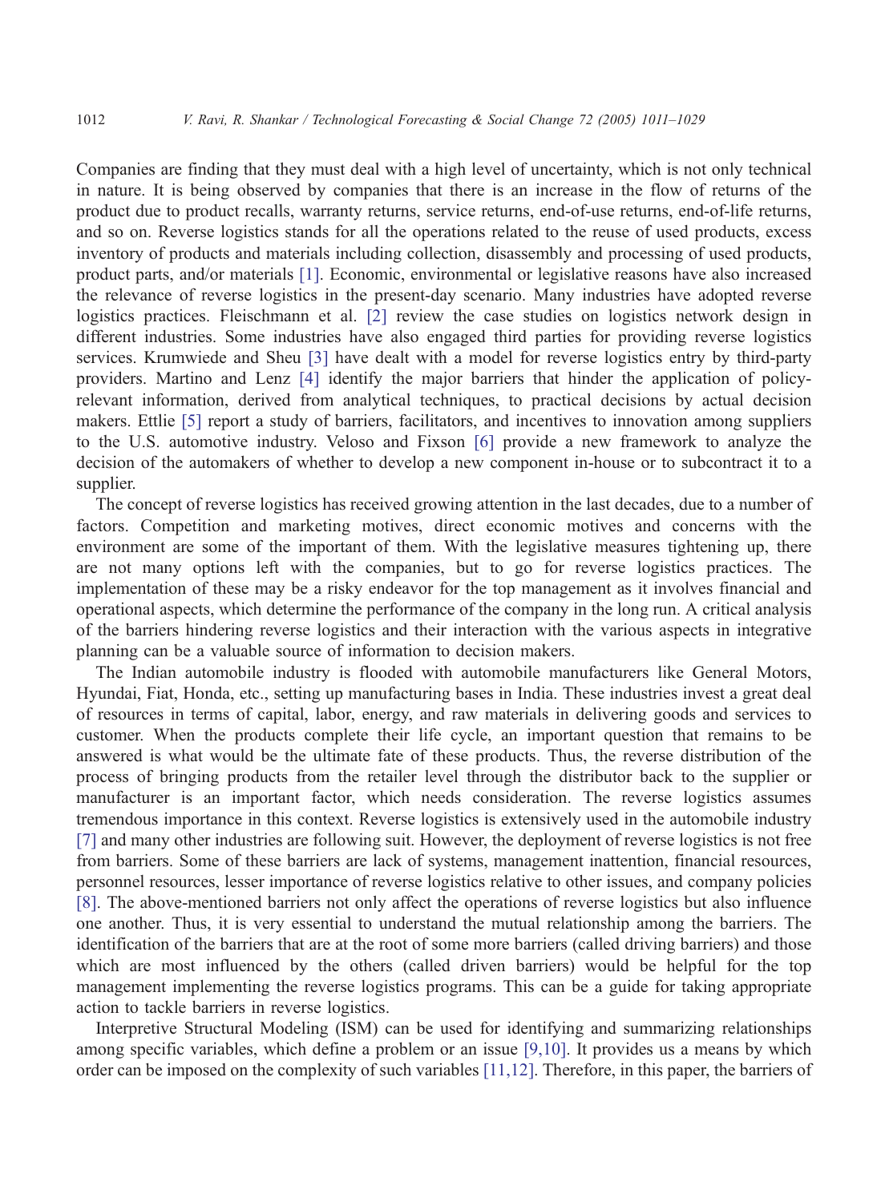Companies are finding that they must deal with a high level of uncertainty, which is not only technical in nature. It is being observed by companies that there is an increase in the flow of returns of the product due to product recalls, warranty returns, service returns, end-of-use returns, end-of-life returns, and so on. Reverse logistics stands for all the operations related to the reuse of used products, excess inventory of products and materials including collection, disassembly and processing of used products, product parts, and/or materials [1]. Economic, environmental or legislative reasons have also increased the relevance of reverse logistics in the present-day scenario. Many industries have adopted reverse logistics practices. Fleischmann et al. [2] review the case studies on logistics network design in different industries. Some industries have also engaged third parties for providing reverse logistics services. Krumwiede and Sheu [3] have dealt with a model for reverse logistics entry by third-party providers. Martino and Lenz [4] identify the major barriers that hinder the application of policy-relevant information, derived from analytical techniques, to practical decisions by actual decision makers. Ettlie [5] report a study of barriers, facilitators, and incentives to innovation among suppliers to the U.S. automotive industry. Veloso and Fixson [6] provide a new framework to analyze the decision of the automakers of whether to develop a new component in-house or to subcontract it to a supplier.

The concept of reverse logistics has received growing attention in the last decades, due to a number of factors. Competition and marketing motives, direct economic motives and concerns with the environment are some of the important of them. With the legislative measures tightening up, there are not many options left with the companies, but to go for reverse logistics practices. The implementation of these may be a risky endeavor for the top management as it involves financial and operational aspects, which determine the performance of the company in the long run. A critical analysis of the barriers hindering reverse logistics and their interaction with the various aspects in integrative planning can be a valuable source of information to decision makers.

The Indian automobile industry is flooded with automobile manufacturers like General Motors, Hyundai, Fiat, Honda, etc., setting up manufacturing bases in India. These industries invest a great deal of resources in terms of capital, labor, energy, and raw materials in delivering goods and services to customer. When the products complete their life cycle, an important question that remains to be answered is what would be the ultimate fate of these products. Thus, the reverse distribution of the process of bringing products from the retailer level through the distributor back to the supplier or manufacturer is an important factor, which needs consideration. The reverse logistics assumes tremendous importance in this context. Reverse logistics is extensively used in the automobile industry [7] and many other industries are following suit. However, the deployment of reverse logistics is not free from barriers. Some of these barriers are lack of systems, management inattention, financial resources, personnel resources, lesser importance of reverse logistics relative to other issues, and company policies [8]. The above-mentioned barriers not only affect the operations of reverse logistics but also influence one another. Thus, it is very essential to understand the mutual relationship among the barriers. The identification of the barriers that are at the root of some more barriers (called driving barriers) and those which are most influenced by the others (called driven barriers) would be helpful for the top management implementing the reverse logistics programs. This can be a guide for taking appropriate action to tackle barriers in reverse logistics.

Interpretive Structural Modeling (ISM) can be used for identifying and summarizing relationships among specific variables, which define a problem or an issue [9,10]. It provides us a means by which order can be imposed on the complexity of such variables [11,12]. Therefore, in this paper, the barriers of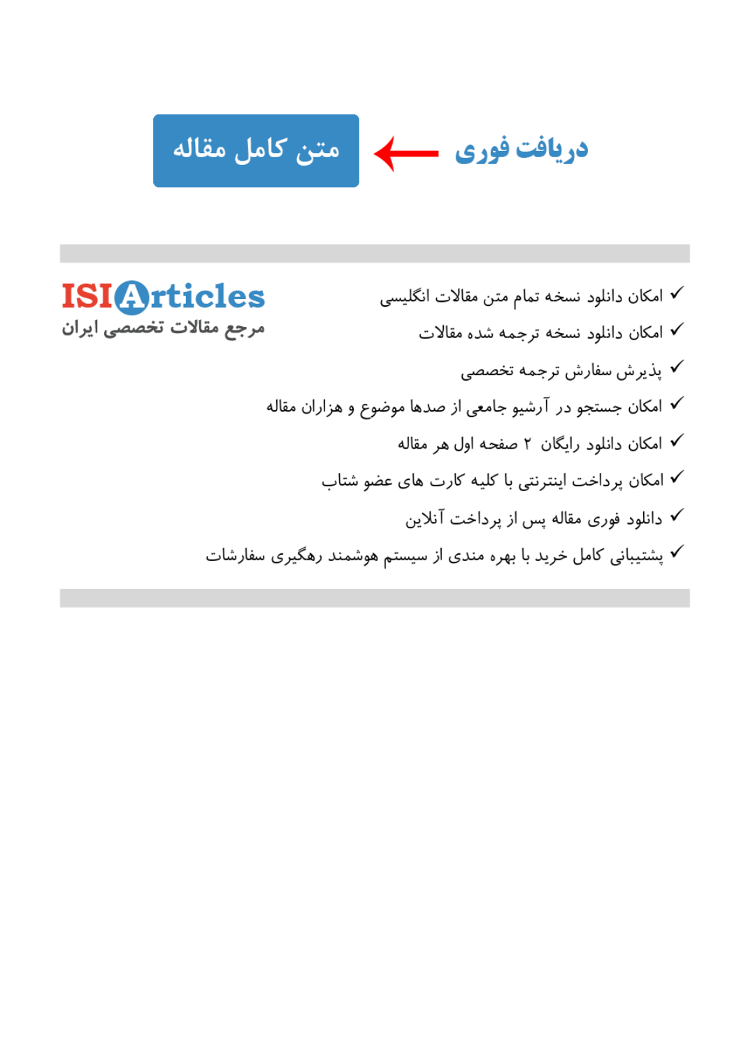دریافت فوری ← متن کامل مقاله

**ISIArticles**

مرجع مقالات تخصصی ایران

- ✓ امکان دانلود نسخه تمام متن مقالات انگلیسی
- ✓ امکان دانلود نسخه ترجمه شده مقالات
- ✓ پذیرش سفارش ترجمه تخصصی
- ✓ امکان جستجو در آرشیو جامعی از صدها موضوع و هزاران مقاله
- ✓ امکان دانلود رایگان ۲ صفحه اول هر مقاله
- ✓ امکان پرداخت اینترنتی با کلیه کارت های عضو شتاب
- ✓ دانلود فوری مقاله پس از پرداخت آنلاین
- ✓ پشتیبانی کامل خرید با بهره مندی از سیستم هوشمند رهگیری سفارشات